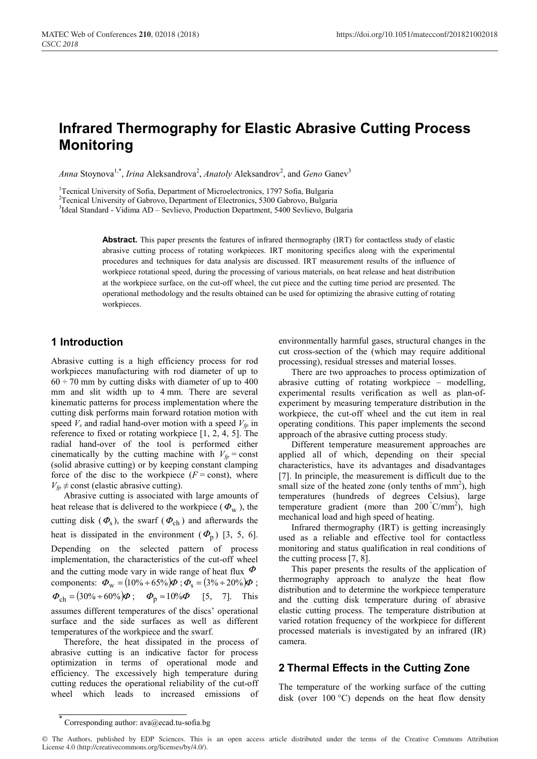# Infrared Thermography for Elastic Abrasive Cutting Process Monitoring

*Anna* Stoynova[1,*], *Irina* Aleksandrova[2], *Anatoly* Aleksandrov[2], and *Geno* Ganev[3]

[1]Tecnical University of Sofia, Department of Microelectronics, 1797 Sofia, Bulgaria
[2]Tecnical University of Gabrovo, Department of Electronics, 5300 Gabrovo, Bulgaria
[3]Ideal Standard - Vidima AD – Sevlievo, Production Department, 5400 Sevlievo, Bulgaria

**Abstract.** This paper presents the features of infrared thermography (IRT) for contactless study of elastic abrasive cutting process of rotating workpieces. IRT monitoring specifics along with the experimental procedures and techniques for data analysis are discussed. IRT measurement results of the influence of workpiece rotational speed, during the processing of various materials, on heat release and heat distribution at the workpiece surface, on the cut-off wheel, the cut piece and the cutting time period are presented. The operational methodology and the results obtained can be used for optimizing the abrasive cutting of rotating workpieces.

## 1 Introduction

Abrasive cutting is a high efficiency process for rod workpieces manufacturing with rod diameter of up to 60 ÷ 70 mm by cutting disks with diameter of up to 400 mm and slit width up to 4 mm. There are several kinematic patterns for process implementation where the cutting disk performs main forward rotation motion with speed $V_s$ and radial hand-over motion with a speed $V_{fp}$ in reference to fixed or rotating workpiece [1, 2, 4, 5]. The radial hand-over of the tool is performed either cinematically by the cutting machine with $V_{fp}$ = const (solid abrasive cutting) or by keeping constant clamping force of the disc to the workpiece ($F$ = const), where $V_{fp} \neq$ const (elastic abrasive cutting).

Abrasive cutting is associated with large amounts of heat release that is delivered to the workpiece ($\Phi_{\text{w}}$), the cutting disk ($\Phi_{\text{s}}$), the swarf ($\Phi_{\text{ch}}$) and afterwards the heat is dissipated in the environment ($\Phi_{\text{p}}$) [3, 5, 6]. Depending on the selected pattern of process implementation, the characteristics of the cut-off wheel and the cutting mode vary in wide range of heat flux $\Phi$ components: $\Phi_{\text{w}} = (10\% \div 65\%)\Phi$ ; $\Phi_{\text{s}} = (3\% \div 20\%)\Phi$ ; $\Phi_{\text{ch}} = (30\% \div 60\%)\Phi$ ; $\Phi_{\text{p}} \approx 10\%\Phi$ [5, 7]. This assumes different temperatures of the discs' operational surface and the side surfaces as well as different temperatures of the workpiece and the swarf.

Therefore, the heat dissipated in the process of abrasive cutting is an indicative factor for process optimization in terms of operational mode and efficiency. The excessively high temperature during cutting reduces the operational reliability of the cut-off wheel which leads to increased emissions of environmentally harmful gases, structural changes in the cut cross-section of the (which may require additional processing), residual stresses and material losses.

There are two approaches to process optimization of abrasive cutting of rotating workpiece – modelling, experimental results verification as well as plan-of-experiment by measuring temperature distribution in the workpiece, the cut-off wheel and the cut item in real operating conditions. This paper implements the second approach of the abrasive cutting process study.

Different temperature measurement approaches are applied all of which, depending on their special characteristics, have its advantages and disadvantages [7]. In principle, the measurement is difficult due to the small size of the heated zone (only tenths of mm$^2$), high temperatures (hundreds of degrees Celsius), large temperature gradient (more than 200 °C/mm$^2$), high mechanical load and high speed of heating.

Infrared thermography (IRT) is getting increasingly used as a reliable and effective tool for contactless monitoring and status qualification in real conditions of the cutting process [7, 8].

This paper presents the results of the application of thermography approach to analyze the heat flow distribution and to determine the workpiece temperature and the cutting disk temperature during of abrasive elastic cutting process. The temperature distribution at varied rotation frequency of the workpiece for different processed materials is investigated by an infrared (IR) camera.

## 2 Thermal Effects in the Cutting Zone

The temperature of the working surface of the cutting disk (over 100 °C) depends on the heat flow density

* Corresponding author: ava@ecad.tu-sofia.bg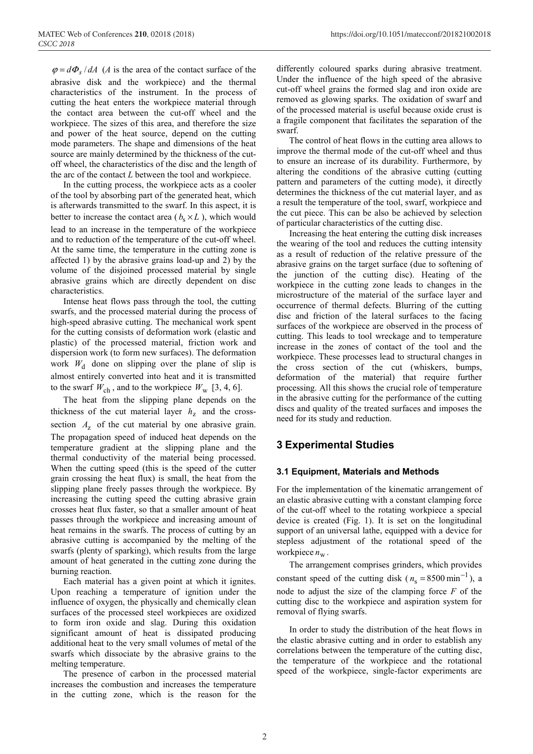$\varphi = d\Phi_s / dA$ ($A$ is the area of the contact surface of the abrasive disk and the workpiece) and the thermal characteristics of the instrument. In the process of cutting the heat enters the workpiece material through the contact area between the cut-off wheel and the workpiece. The sizes of this area, and therefore the size and power of the heat source, depend on the cutting mode parameters. The shape and dimensions of the heat source are mainly determined by the thickness of the cut-off wheel, the characteristics of the disc and the length of the arc of the contact $L$ between the tool and workpiece.

In the cutting process, the workpiece acts as a cooler of the tool by absorbing part of the generated heat, which is afterwards transmitted to the swarf. In this aspect, it is better to increase the contact area ($b_s \times L$), which would lead to an increase in the temperature of the workpiece and to reduction of the temperature of the cut-off wheel. At the same time, the temperature in the cutting zone is affected 1) by the abrasive grains load-up and 2) by the volume of the disjoined processed material by single abrasive grains which are directly dependent on disc characteristics.

Intense heat flows pass through the tool, the cutting swarfs, and the processed material during the process of high-speed abrasive cutting. The mechanical work spent for the cutting consists of deformation work (elastic and plastic) of the processed material, friction work and dispersion work (to form new surfaces). The deformation work $W_d$ done on slipping over the plane of slip is almost entirely converted into heat and it is transmitted to the swarf $W_{ch}$, and to the workpiece $W_w$ [3, 4, 6].

The heat from the slipping plane depends on the thickness of the cut material layer $h_z$ and the cross-section $A_z$ of the cut material by one abrasive grain. The propagation speed of induced heat depends on the temperature gradient at the slipping plane and the thermal conductivity of the material being processed. When the cutting speed (this is the speed of the cutter grain crossing the heat flux) is small, the heat from the slipping plane freely passes through the workpiece. By increasing the cutting speed the cutting abrasive grain crosses heat flux faster, so that a smaller amount of heat passes through the workpiece and increasing amount of heat remains in the swarfs. The process of cutting by an abrasive cutting is accompanied by the melting of the swarfs (plenty of sparking), which results from the large amount of heat generated in the cutting zone during the burning reaction.

Each material has a given point at which it ignites. Upon reaching a temperature of ignition under the influence of oxygen, the physically and chemically clean surfaces of the processed steel workpieces are oxidized to form iron oxide and slag. During this oxidation significant amount of heat is dissipated producing additional heat to the very small volumes of metal of the swarfs which dissociate by the abrasive grains to the melting temperature.

The presence of carbon in the processed material increases the combustion and increases the temperature in the cutting zone, which is the reason for the differently coloured sparks during abrasive treatment. Under the influence of the high speed of the abrasive cut-off wheel grains the formed slag and iron oxide are removed as glowing sparks. The oxidation of swarf and of the processed material is useful because oxide crust is a fragile component that facilitates the separation of the swarf.

The control of heat flows in the cutting area allows to improve the thermal mode of the cut-off wheel and thus to ensure an increase of its durability. Furthermore, by altering the conditions of the abrasive cutting (cutting pattern and parameters of the cutting mode), it directly determines the thickness of the cut material layer, and as a result the temperature of the tool, swarf, workpiece and the cut piece. This can be also be achieved by selection of particular characteristics of the cutting disc.

Increasing the heat entering the cutting disk increases the wearing of the tool and reduces the cutting intensity as a result of reduction of the relative pressure of the abrasive grains on the target surface (due to softening of the junction of the cutting disc). Heating of the workpiece in the cutting zone leads to changes in the microstructure of the material of the surface layer and occurrence of thermal defects. Blurring of the cutting disc and friction of the lateral surfaces to the facing surfaces of the workpiece are observed in the process of cutting. This leads to tool wreckage and to temperature increase in the zones of contact of the tool and the workpiece. These processes lead to structural changes in the cross section of the cut (whiskers, bumps, deformation of the material) that require further processing. All this shows the crucial role of temperature in the abrasive cutting for the performance of the cutting discs and quality of the treated surfaces and imposes the need for its study and reduction.

## 3 Experimental Studies

### 3.1 Equipment, Materials and Methods

For the implementation of the kinematic arrangement of an elastic abrasive cutting with a constant clamping force of the cut-off wheel to the rotating workpiece a special device is created (Fig. 1). It is set on the longitudinal support of an universal lathe, equipped with a device for stepless adjustment of the rotational speed of the workpiece $n_w$.

The arrangement comprises grinders, which provides constant speed of the cutting disk ($n_s = 8500\,\text{min}^{-1}$), a node to adjust the size of the clamping force $F$ of the cutting disc to the workpiece and aspiration system for removal of flying swarfs.

In order to study the distribution of the heat flows in the elastic abrasive cutting and in order to establish any correlations between the temperature of the cutting disc, the temperature of the workpiece and the rotational speed of the workpiece, single-factor experiments are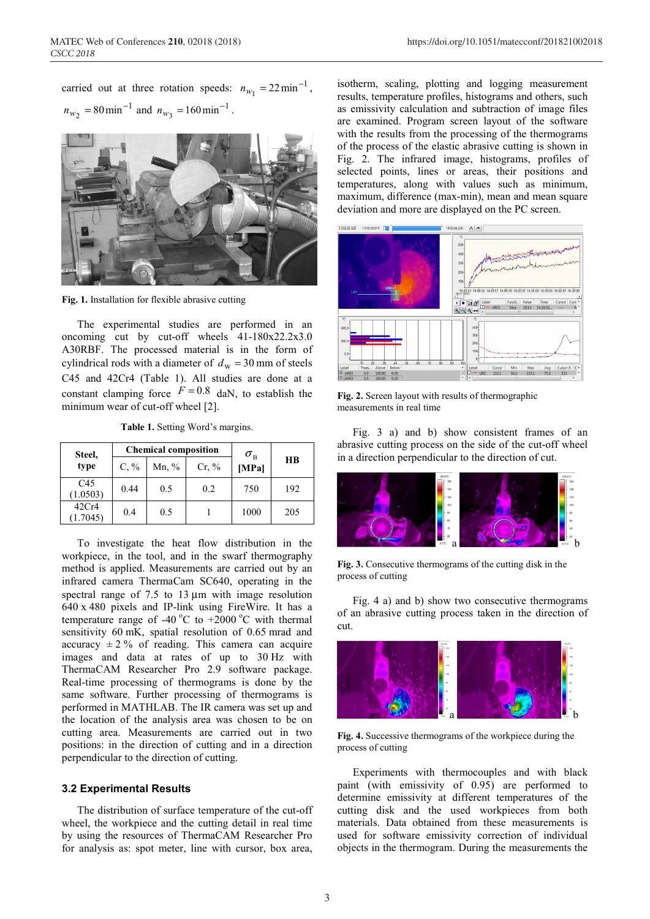carried out at three rotation speds: $n_{w_1} = 22\,\text{min}^{-1}$, $n_{w_2} = 80\,\text{min}^{-1}$ and $n_{w_3} = 160\,\text{min}^{-1}$.

**Fig. 1.** Installation for flexible abrasive cutting

The experimental studies are performed in an oncoming cut by cut-off wheels 41-180x22.2x3.0 A30RBF. The processed material is in the form of cylindrical rods with a diameter of $d_w = 30$ mm of steels C45 and 42Cr4 (Table 1). All studies are done at a constant clamping force $F = 0.8$ daN, to establish the minimum wear of cut-off wheel [2].

**Table 1.** Setting Word's margins.

| Steel, type | Chemical composition | | | $\sigma_B$ [MPa] | HB |
|---|---|---|---|---|---|
| | C, % | Mn, % | Cr, % | | |
| C45 (1.0503) | 0.44 | 0.5 | 0.2 | 750 | 192 |
| 42Cr4 (1.7045) | 0.4 | 0.5 | 1 | 1000 | 205 |

To investigate the heat flow distribution in the workpiece, in the tool, and in the swarf thermography method is applied. Measurements are carried out by an infrared camera ThermaCam SC640, operating in the spectral range of 7.5 to 13 µm with image resolution 640 x 480 pixels and IP-link using FireWire. It has a temperature range of -40 °C to +2000 °C with thermal sensitivity 60 mK, spatial resolution of 0.65 mrad and accuracy ± 2 % of reading. This camera can acquire images and data at rates of up to 30 Hz with ThermaCAM Researcher Pro 2.9 software package. Real-time processing of thermograms is done by the same software. Further processing of thermograms is performed in MATLAB. The IR camera was set up and the location of the analysis area was chosen to be on cutting area. Measurements are carried out in two positions: in the direction of cutting and in a direction perpendicular to the direction of cutting.

### 3.2 Experimental Results

The distribution of surface temperature of the cut-off wheel, the workpiece and the cutting detail in real time by using the resources of ThermaCAM Researcher Pro for analysis as: spot meter, line with cursor, box area, isotherm, scaling, plotting and logging measurement results, temperature profiles, histograms and others, such as emissivity calculation and subtraction of image files are examined. Program screen layout of the software with the results from the processing of the thermograms of the process of the elastic abrasive cutting is shown in Fig. 2. The infrared image, histograms, profiles of selected points, lines or areas, their positions and temperatures, along with values such as minimum, maximum, difference (max-min), mean and mean square deviation and more are displayed on the PC screen.

**Fig. 2.** Screen layout with results of thermographic measurements in real time

Fig. 3 a) and b) show consistent frames of an abrasive cutting process on the side of the cut-off wheel in a direction perpendicular to the direction of cut.

**Fig. 3.** Consecutive thermograms of the cutting disk in the process of cutting

Fig. 4 a) and b) show two consecutive thermograms of an abrasive cutting process taken in the direction of cut.

**Fig. 4.** Successive thermograms of the workpiece during the process of cutting

Experiments with thermocouples and with black paint (with emissivity of 0.95) are performed to determine emissivity at different temperatures of the cutting disk and the used workpieces from both materials. Data obtained from these measurements is used for software emissivity correction of individual objects in the thermogram. During the measurements the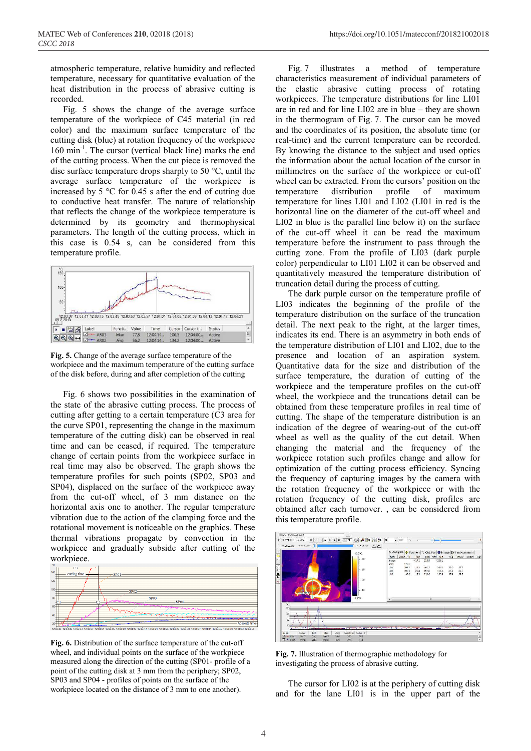atmospheric temperature, relative humidity and reflected temperature, necessary for quantitative evaluation of the heat distribution in the process of abrasive cutting is recorded.

Fig. 5 shows the change of the average surface temperature of the workpiece of C45 material (in red color) and the maximum surface temperature of the cutting disk (blue) at rotation frequency of the workpiece 160 min$^{-1}$. The cursor (vertical black line) marks the end of the cutting process. When the cut piece is removed the disc surface temperature drops sharply to 50 °C, until the average surface temperature of the workpiece is increased by 5 °C for 0.45 s after the end of cutting due to conductive heat transfer. The nature of relationship that reflects the change of the workpiece temperature is determined by its geometry and thermophysical parameters. The length of the cutting process, which in this case is 0.54 s, can be considered from this temperature profile.

**Fig. 5.** Change of the average surface temperature of the workpiece and the maximum temperature of the cutting surface of the disk before, during and after completion of the cutting

Fig. 6 shows two possibilities in the examination of the state of the abrasive cutting process. The process of cutting after getting to a certain temperature (C3 area for the curve SP01, representing the change in the maximum temperature of the cutting disk) can be observed in real time and can be ceased, if required. The temperature change of certain points from the workpiece surface in real time may also be observed. The graph shows the temperature profiles for such points (SP02, SP03 and SP04), displaced on the surface of the workpiece away from the cut-off wheel, of 3 mm distance on the horizontal axis one to another. The regular temperature vibration due to the action of the clamping force and the rotational movement is noticeable on the graphics. These thermal vibrations propagate by convection in the workpiece and gradually subside after cutting of the workpiece.

**Fig. 6.** Distribution of the surface temperature of the cut-off wheel, and individual points on the surface of the workpiece measured along the direction of the cutting (SP01- profile of a point of the cutting disk at 3 mm from the periphery; SP02, SP03 and SP04 - profiles of points on the surface of the workpiece located on the distance of 3 mm to one another).

Fig. 7 illustrates a method of temperature characteristics measurement of individual parameters of the elastic abrasive cutting process of rotating workpieces. The temperature distributions for line LI01 are in red and for line LI02 are in blue – they are shown in the thermogram of Fig. 7. The cursor can be moved and the coordinates of its position, the absolute time (or real-time) and the current temperature can be recorded. By knowing the distance to the subject and used optics the information about the actual location of the cursor in millimetres on the surface of the workpiece or cut-off wheel can be extracted. From the cursors' position on the temperature distribution profile of maximum temperature for lines LI01 and LI02 (LI01 in red is the horizontal line on the diameter of the cut-off wheel and LI02 in blue is the parallel line below it) on the surface of the cut-off wheel it can be read the maximum temperature before the instrument to pass through the cutting zone. From the profile of LI03 (dark purple color) perpendicular to LI01 LI02 it can be observed and quantitatively measured the temperature distribution of truncation detail during the process of cutting.

The dark purple cursor on the temperature profile of LI03 indicates the beginning of the profile of the temperature distribution on the surface of the truncation detail. The next peak to the right, at the larger times, indicates its end. There is an asymmetry in both ends of the temperature distribution of LI01 and LI02, due to the presence and location of an aspiration system. Quantitative data for the size and distribution of the surface temperature, the duration of cutting of the workpiece and the temperature profiles on the cut-off wheel, the workpiece and the truncations detail can be obtained from these temperature profiles in real time of cutting. The shape of the temperature distribution is an indication of the degree of wearing-out of the cut-off wheel as well as the quality of the cut detail. When changing the material and the frequency of the workpiece rotation such profiles change and allow for optimization of the cutting process efficiency. Syncing the frequency of capturing images by the camera with the rotation frequency of the workpiece or with the rotation frequency of the cutting disk, profiles are obtained after each turnover. , can be considered from this temperature profile.

**Fig. 7.** Illustration of thermographic methodology for investigating the process of abrasive cutting.

The cursor for LI02 is at the periphery of cutting disk and for the lane LI01 is in the upper part of the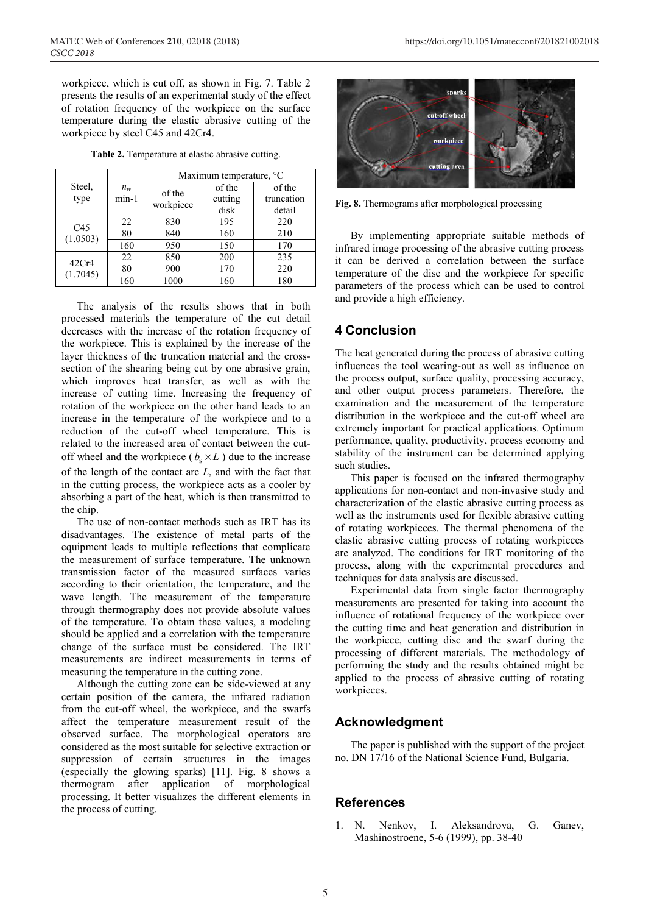workpiece, which is cut off, as shown in Fig. 7. Table 2 presents the results of an experimental study of the effect of rotation frequency of the workpiece on the surface temperature during the elastic abrasive cutting of the workpiece by steel C45 and 42Cr4.

**Table 2.** Temperature at elastic abrasive cutting.

| Steel, type | $n_w$ min-1 | Maximum temperature, °C | | |
|---|---|---|---|---|
| | | of the workpiece | of the cutting disk | of the truncation detail |
| C45 (1.0503) | 22 | 830 | 195 | 220 |
| | 80 | 840 | 160 | 210 |
| | 160 | 950 | 150 | 170 |
| 42Cr4 (1.7045) | 22 | 850 | 200 | 235 |
| | 80 | 900 | 170 | 220 |
| | 160 | 1000 | 160 | 180 |

The analysis of the results shows that in both processed materials the temperature of the cut detail decreases with the increase of the rotation frequency of the workpiece. This is explained by the increase of the layer thickness of the truncation material and the cross-section of the shearing being cut by one abrasive grain, which improves heat transfer, as well as with the increase of cutting time. Increasing the frequency of rotation of the workpiece on the other hand leads to an increase in the temperature of the workpiece and to a reduction of the cut-off wheel temperature. This is related to the increased area of contact between the cut-off wheel and the workpiece ( $b_s \times L$ ) due to the increase of the length of the contact arc $L$, and with the fact that in the cutting process, the workpiece acts as a cooler by absorbing a part of the heat, which is then transmitted to the chip.

The use of non-contact methods such as IRT has its disadvantages. The existence of metal parts of the equipment leads to multiple reflections that complicate the measurement of surface temperature. The unknown transmission factor of the measured surfaces varies according to their orientation, the temperature, and the wave length. The measurement of the temperature through thermography does not provide absolute values of the temperature. To obtain these values, a modeling should be applied and a correlation with the temperature change of the surface must be considered. The IRT measurements are indirect measurements in terms of measuring the temperature in the cutting zone.

Although the cutting zone can be side-viewed at any certain position of the camera, the infrared radiation from the cut-off wheel, the workpiece, and the swarfs affect the temperature measurement result of the observed surface. The morphological operators are considered as the most suitable for selective extraction or suppression of certain structures in the images (especially the glowing sparks) [11]. Fig. 8 shows a thermogram after application of morphological processing. It better visualizes the different elements in the process of cutting.

**Fig. 8.** Thermograms after morphological processing

By implementing appropriate suitable methods of infrared image processing of the abrasive cutting process it can be derived a correlation between the surface temperature of the disc and the workpiece for specific parameters of the process which can be used to control and provide a high efficiency.

## 4 Conclusion

The heat generated during the process of abrasive cutting influences the tool wearing-out as well as influence on the process output, surface quality, processing accuracy, and other output process parameters. Therefore, the examination and the measurement of the temperature distribution in the workpiece and the cut-off wheel are extremely important for practical applications. Optimum performance, quality, productivity, process economy and stability of the instrument can be determined applying such studies.

This paper is focused on the infrared thermography applications for non-contact and non-invasive study and characterization of the elastic abrasive cutting process as well as the instruments used for flexible abrasive cutting of rotating workpieces. The thermal phenomena of the elastic abrasive cutting process of rotating workpieces are analyzed. The conditions for IRT monitoring of the process, along with the experimental procedures and techniques for data analysis are discussed.

Experimental data from single factor thermography measurements are presented for taking into account the influence of rotational frequency of the workpiece over the cutting time and heat generation and distribution in the workpiece, cutting disc and the swarf during the processing of different materials. The methodology of performing the study and the results obtained might be applied to the process of abrasive cutting of rotating workpieces.

## Acknowledgment

The paper is published with the support of the project no. DN 17/16 of the National Science Fund, Bulgaria.

## References

1. N. Nenkov, I. Aleksandrova, G. Ganev, Mashinostroene, 5-6 (1999), pp. 38-40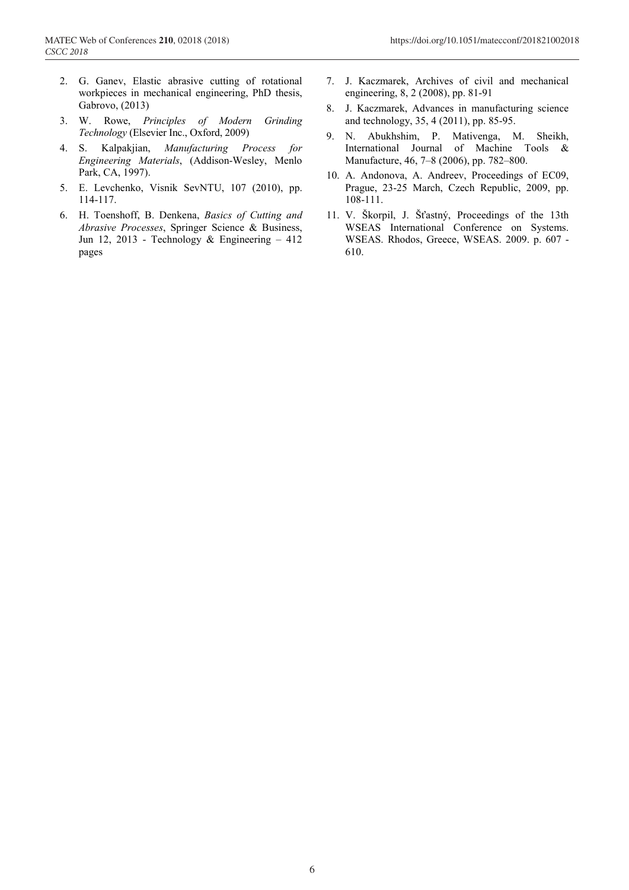2. G. Ganev, Elastic abrasive cutting of rotational workpieces in mechanical engineering, PhD thesis, Gabrovo, (2013)
3. W. Rowe, *Principles of Modern Grinding Technology* (Elsevier Inc., Oxford, 2009)
4. S. Kalpakjian, *Manufacturing Process for Engineering Materials*, (Addison-Wesley, Menlo Park, CA, 1997).
5. E. Levchenko, Visnik SevNTU, 107 (2010), pp. 114-117.
6. H. Toenshoff, B. Denkena, *Basics of Cutting and Abrasive Processes*, Springer Science & Business, Jun 12, 2013 - Technology & Engineering – 412 pages
7. J. Kaczmarek, Archives of civil and mechanical engineering, 8, 2 (2008), pp. 81-91
8. J. Kaczmarek, Advances in manufacturing science and technology, 35, 4 (2011), pp. 85-95.
9. N. Abukhshim, P. Mativenga, M. Sheikh, International Journal of Machine Tools & Manufacture, 46, 7–8 (2006), pp. 782–800.
10. A. Andonova, A. Andreev, Proceedings of EC09, Prague, 23-25 March, Czech Republic, 2009, pp. 108-111.
11. V. Škorpil, J. Šťastný, Proceedings of the 13th WSEAS International Conference on Systems. WSEAS. Rhodos, Greece, WSEAS. 2009. p. 607 - 610.